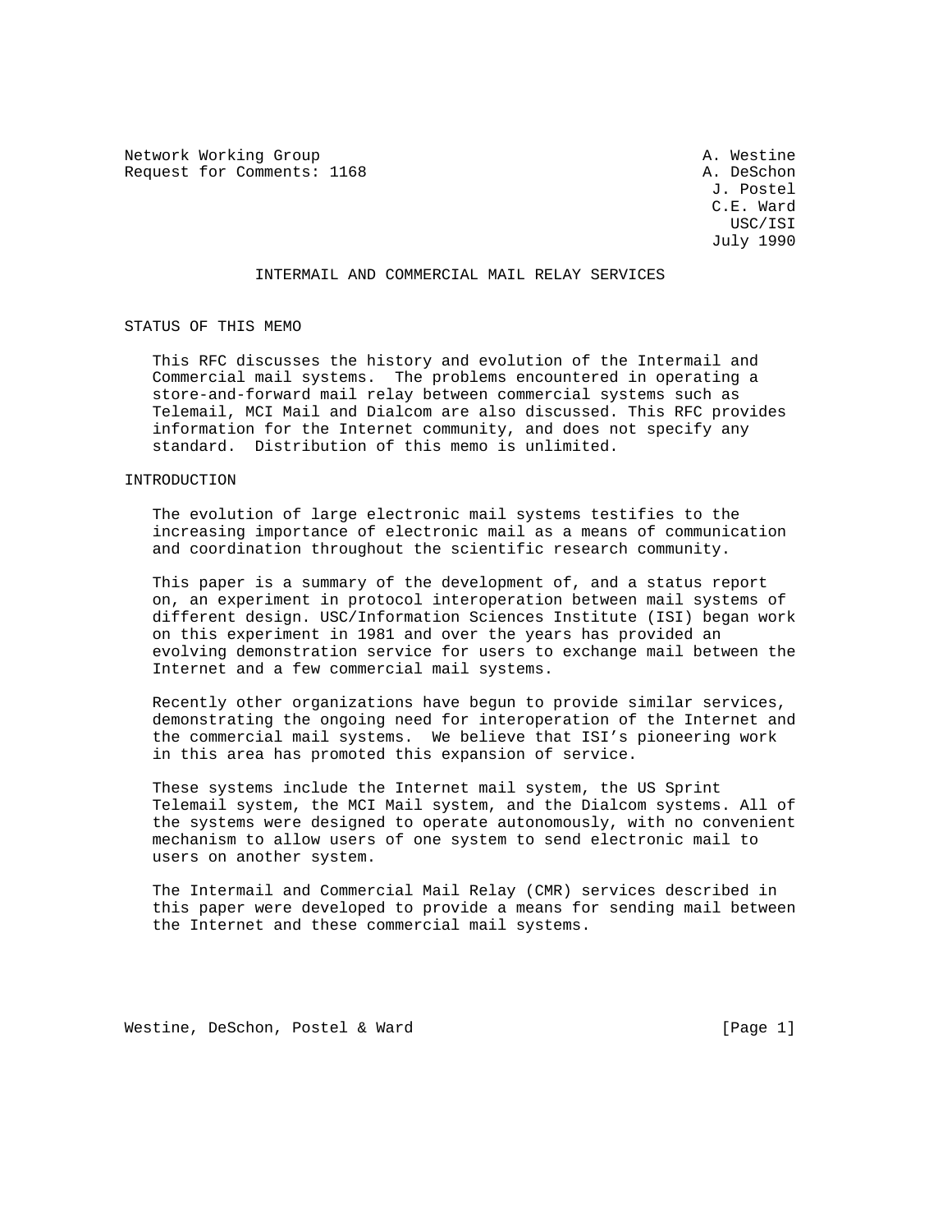Network Working Group  
Request for Comments: 1168

A. Westine  
A. DeSchon  
J. Postel  
C.E. Ward  
USC/ISI  
July 1990

# INTERMAIL AND COMMERCIAL MAIL RELAY SERVICES

## STATUS OF THIS MEMO

This RFC discusses the history and evolution of the Intermail and Commercial mail systems. The problems encountered in operating a store-and-forward mail relay between commercial systems such as Telemail, MCI Mail and Dialcom are also discussed. This RFC provides information for the Internet community, and does not specify any standard. Distribution of this memo is unlimited.

## INTRODUCTION

The evolution of large electronic mail systems testifies to the increasing importance of electronic mail as a means of communication and coordination throughout the scientific research community.

This paper is a summary of the development of, and a status report on, an experiment in protocol interoperation between mail systems of different design. USC/Information Sciences Institute (ISI) began work on this experiment in 1981 and over the years has provided an evolving demonstration service for users to exchange mail between the Internet and a few commercial mail systems.

Recently other organizations have begun to provide similar services, demonstrating the ongoing need for interoperation of the Internet and the commercial mail systems. We believe that ISI's pioneering work in this area has promoted this expansion of service.

These systems include the Internet mail system, the US Sprint Telemail system, the MCI Mail system, and the Dialcom systems. All of the systems were designed to operate autonomously, with no convenient mechanism to allow users of one system to send electronic mail to users on another system.

The Intermail and Commercial Mail Relay (CMR) services described in this paper were developed to provide a means for sending mail between the Internet and these commercial mail systems.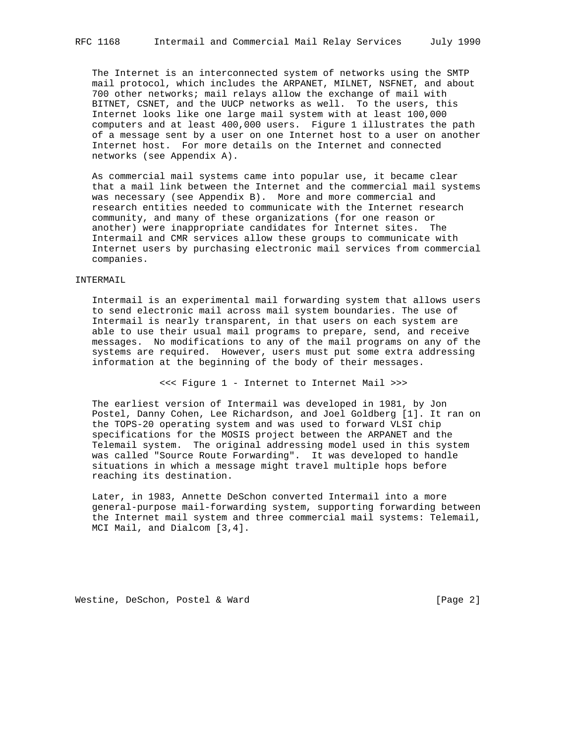The Internet is an interconnected system of networks using the SMTP mail protocol, which includes the ARPANET, MILNET, NSFNET, and about 700 other networks; mail relays allow the exchange of mail with BITNET, CSNET, and the UUCP networks as well. To the users, this Internet looks like one large mail system with at least 100,000 computers and at least 400,000 users. Figure 1 illustrates the path of a message sent by a user on one Internet host to a user on another Internet host. For more details on the Internet and connected networks (see Appendix A).

As commercial mail systems came into popular use, it became clear that a mail link between the Internet and the commercial mail systems was necessary (see Appendix B). More and more commercial and research entities needed to communicate with the Internet research community, and many of these organizations (for one reason or another) were inappropriate candidates for Internet sites. The Intermail and CMR services allow these groups to communicate with Internet users by purchasing electronic mail services from commercial companies.

## INTERMAIL

Intermail is an experimental mail forwarding system that allows users to send electronic mail across mail system boundaries. The use of Intermail is nearly transparent, in that users on each system are able to use their usual mail programs to prepare, send, and receive messages. No modifications to any of the mail programs on any of the systems are required. However, users must put some extra addressing information at the beginning of the body of their messages.

<<< Figure 1 - Internet to Internet Mail >>>

The earliest version of Intermail was developed in 1981, by Jon Postel, Danny Cohen, Lee Richardson, and Joel Goldberg [1]. It ran on the TOPS-20 operating system and was used to forward VLSI chip specifications for the MOSIS project between the ARPANET and the Telemail system. The original addressing model used in this system was called "Source Route Forwarding". It was developed to handle situations in which a message might travel multiple hops before reaching its destination.

Later, in 1983, Annette DeSchon converted Intermail into a more general-purpose mail-forwarding system, supporting forwarding between the Internet mail system and three commercial mail systems: Telemail, MCI Mail, and Dialcom [3,4].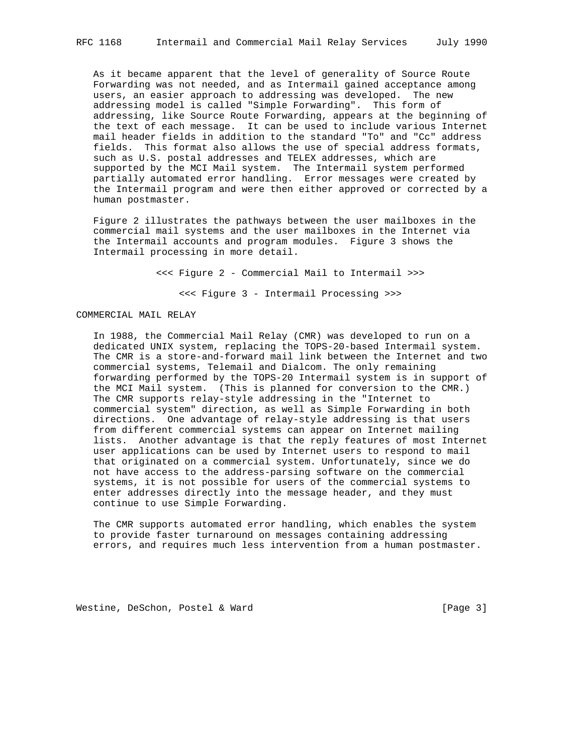As it became apparent that the level of generality of Source Route Forwarding was not needed, and as Intermail gained acceptance among users, an easier approach to addressing was developed. The new addressing model is called "Simple Forwarding". This form of addressing, like Source Route Forwarding, appears at the beginning of the text of each message. It can be used to include various Internet mail header fields in addition to the standard "To" and "Cc" address fields. This format also allows the use of special address formats, such as U.S. postal addresses and TELEX addresses, which are supported by the MCI Mail system. The Intermail system performed partially automated error handling. Error messages were created by the Intermail program and were then either approved or corrected by a human postmaster.

Figure 2 illustrates the pathways between the user mailboxes in the commercial mail systems and the user mailboxes in the Internet via the Intermail accounts and program modules. Figure 3 shows the Intermail processing in more detail.

<<< Figure 2 - Commercial Mail to Intermail >>>

<<< Figure 3 - Intermail Processing >>>

## COMMERCIAL MAIL RELAY

In 1988, the Commercial Mail Relay (CMR) was developed to run on a dedicated UNIX system, replacing the TOPS-20-based Intermail system. The CMR is a store-and-forward mail link between the Internet and two commercial systems, Telemail and Dialcom. The only remaining forwarding performed by the TOPS-20 Intermail system is in support of the MCI Mail system. (This is planned for conversion to the CMR.) The CMR supports relay-style addressing in the "Internet to commercial system" direction, as well as Simple Forwarding in both directions. One advantage of relay-style addressing is that users from different commercial systems can appear on Internet mailing lists. Another advantage is that the reply features of most Internet user applications can be used by Internet users to respond to mail that originated on a commercial system. Unfortunately, since we do not have access to the address-parsing software on the commercial systems, it is not possible for users of the commercial systems to enter addresses directly into the message header, and they must continue to use Simple Forwarding.

The CMR supports automated error handling, which enables the system to provide faster turnaround on messages containing addressing errors, and requires much less intervention from a human postmaster.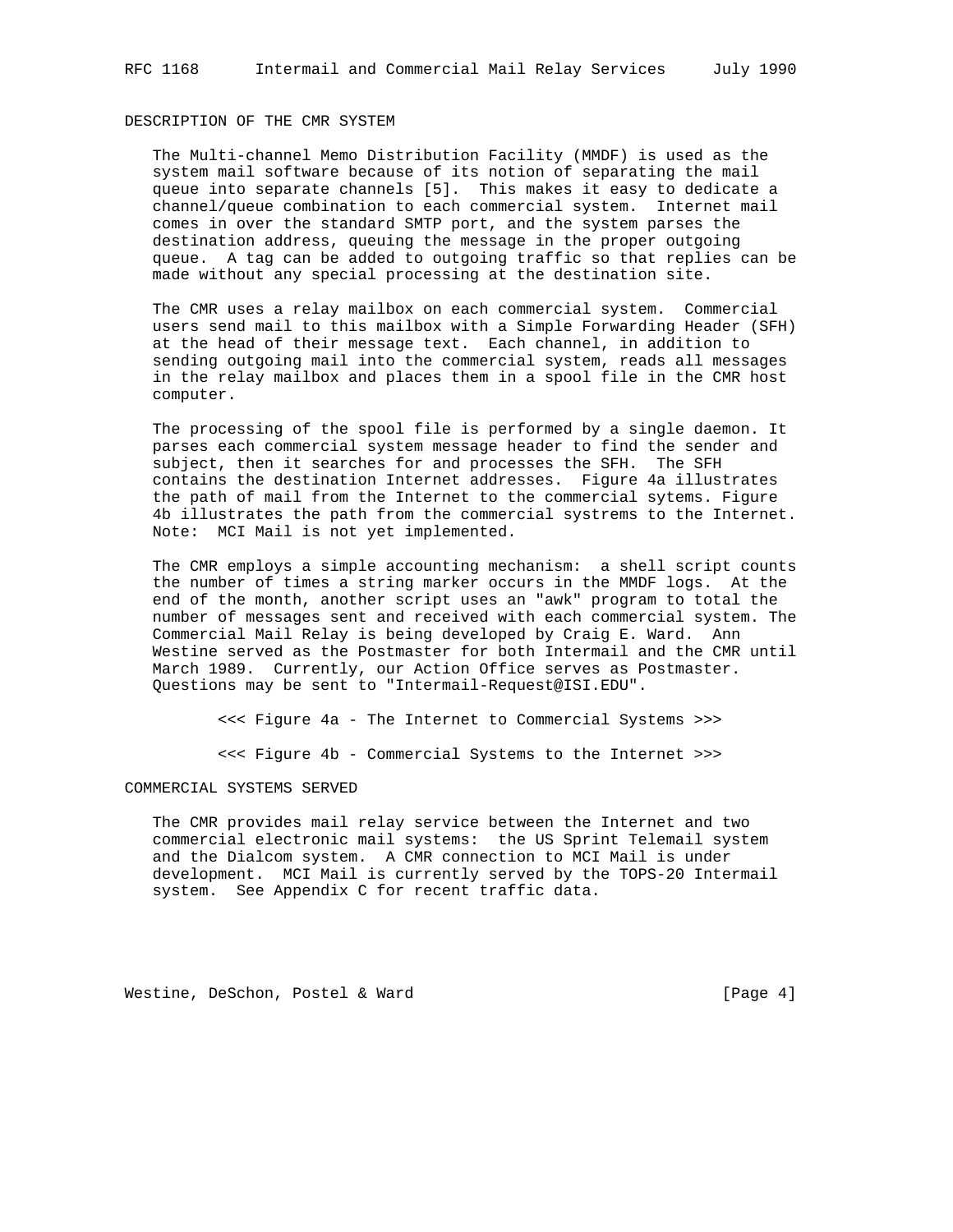## DESCRIPTION OF THE CMR SYSTEM

The Multi-channel Memo Distribution Facility (MMDF) is used as the system mail software because of its notion of separating the mail queue into separate channels [5]. This makes it easy to dedicate a channel/queue combination to each commercial system. Internet mail comes in over the standard SMTP port, and the system parses the destination address, queuing the message in the proper outgoing queue. A tag can be added to outgoing traffic so that replies can be made without any special processing at the destination site.

The CMR uses a relay mailbox on each commercial system. Commercial users send mail to this mailbox with a Simple Forwarding Header (SFH) at the head of their message text. Each channel, in addition to sending outgoing mail into the commercial system, reads all messages in the relay mailbox and places them in a spool file in the CMR host computer.

The processing of the spool file is performed by a single daemon. It parses each commercial system message header to find the sender and subject, then it searches for and processes the SFH. The SFH contains the destination Internet addresses. Figure 4a illustrates the path of mail from the Internet to the commercial sytems. Figure 4b illustrates the path from the commercial systrems to the Internet. Note: MCI Mail is not yet implemented.

The CMR employs a simple accounting mechanism: a shell script counts the number of times a string marker occurs in the MMDF logs. At the end of the month, another script uses an "awk" program to total the number of messages sent and received with each commercial system. The Commercial Mail Relay is being developed by Craig E. Ward. Ann Westine served as the Postmaster for both Intermail and the CMR until March 1989. Currently, our Action Office serves as Postmaster. Questions may be sent to "Intermail-Request@ISI.EDU".

<<< Figure 4a - The Internet to Commercial Systems >>>

<<< Figure 4b - Commercial Systems to the Internet >>>

## COMMERCIAL SYSTEMS SERVED

The CMR provides mail relay service between the Internet and two commercial electronic mail systems: the US Sprint Telemail system and the Dialcom system. A CMR connection to MCI Mail is under development. MCI Mail is currently served by the TOPS-20 Intermail system. See Appendix C for recent traffic data.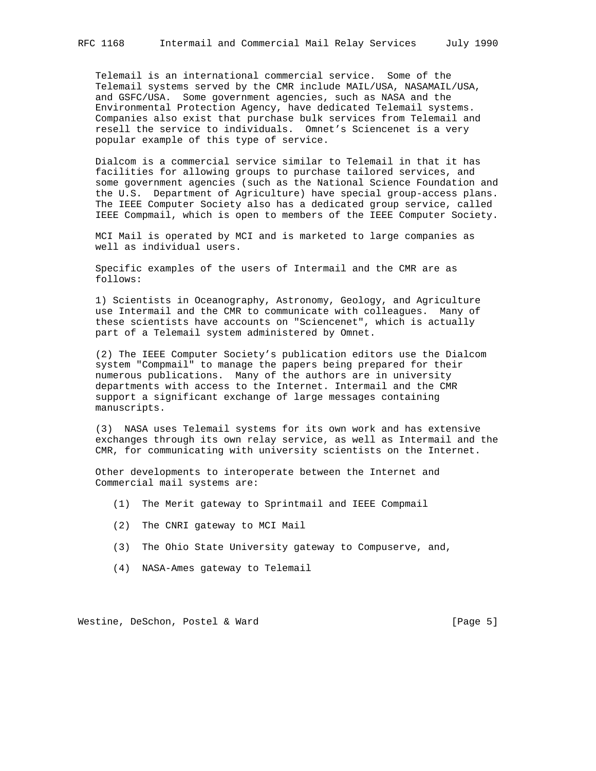Telemail is an international commercial service. Some of the Telemail systems served by the CMR include MAIL/USA, NASAMAIL/USA, and GSFC/USA. Some government agencies, such as NASA and the Environmental Protection Agency, have dedicated Telemail systems. Companies also exist that purchase bulk services from Telemail and resell the service to individuals. Omnet's Sciencenet is a very popular example of this type of service.

Dialcom is a commercial service similar to Telemail in that it has facilities for allowing groups to purchase tailored services, and some government agencies (such as the National Science Foundation and the U.S. Department of Agriculture) have special group-access plans. The IEEE Computer Society also has a dedicated group service, called IEEE Compmail, which is open to members of the IEEE Computer Society.

MCI Mail is operated by MCI and is marketed to large companies as well as individual users.

Specific examples of the users of Intermail and the CMR are as follows:

1) Scientists in Oceanography, Astronomy, Geology, and Agriculture use Intermail and the CMR to communicate with colleagues. Many of these scientists have accounts on "Sciencenet", which is actually part of a Telemail system administered by Omnet.

(2) The IEEE Computer Society's publication editors use the Dialcom system "Compmail" to manage the papers being prepared for their numerous publications. Many of the authors are in university departments with access to the Internet. Intermail and the CMR support a significant exchange of large messages containing manuscripts.

(3) NASA uses Telemail systems for its own work and has extensive exchanges through its own relay service, as well as Intermail and the CMR, for communicating with university scientists on the Internet.

Other developments to interoperate between the Internet and Commercial mail systems are:

(1) The Merit gateway to Sprintmail and IEEE Compmail

(2) The CNRI gateway to MCI Mail

(3) The Ohio State University gateway to Compuserve, and,

(4) NASA-Ames gateway to Telemail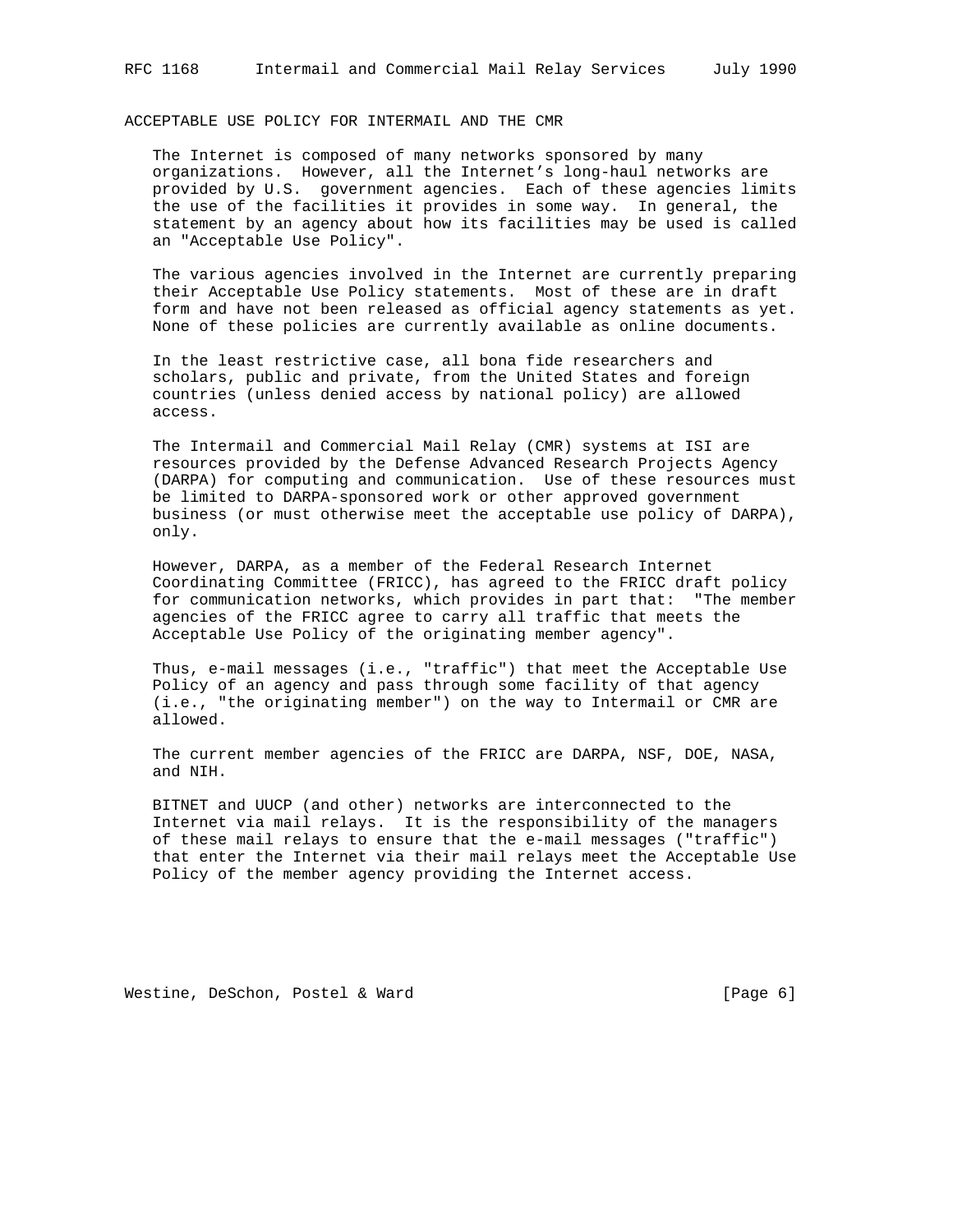## ACCEPTABLE USE POLICY FOR INTERMAIL AND THE CMR

The Internet is composed of many networks sponsored by many organizations. However, all the Internet's long-haul networks are provided by U.S. government agencies. Each of these agencies limits the use of the facilities it provides in some way. In general, the statement by an agency about how its facilities may be used is called an "Acceptable Use Policy".

The various agencies involved in the Internet are currently preparing their Acceptable Use Policy statements. Most of these are in draft form and have not been released as official agency statements as yet. None of these policies are currently available as online documents.

In the least restrictive case, all bona fide researchers and scholars, public and private, from the United States and foreign countries (unless denied access by national policy) are allowed access.

The Intermail and Commercial Mail Relay (CMR) systems at ISI are resources provided by the Defense Advanced Research Projects Agency (DARPA) for computing and communication. Use of these resources must be limited to DARPA-sponsored work or other approved government business (or must otherwise meet the acceptable use policy of DARPA), only.

However, DARPA, as a member of the Federal Research Internet Coordinating Committee (FRICC), has agreed to the FRICC draft policy for communication networks, which provides in part that: "The member agencies of the FRICC agree to carry all traffic that meets the Acceptable Use Policy of the originating member agency".

Thus, e-mail messages (i.e., "traffic") that meet the Acceptable Use Policy of an agency and pass through some facility of that agency (i.e., "the originating member") on the way to Intermail or CMR are allowed.

The current member agencies of the FRICC are DARPA, NSF, DOE, NASA, and NIH.

BITNET and UUCP (and other) networks are interconnected to the Internet via mail relays. It is the responsibility of the managers of these mail relays to ensure that the e-mail messages ("traffic") that enter the Internet via their mail relays meet the Acceptable Use Policy of the member agency providing the Internet access.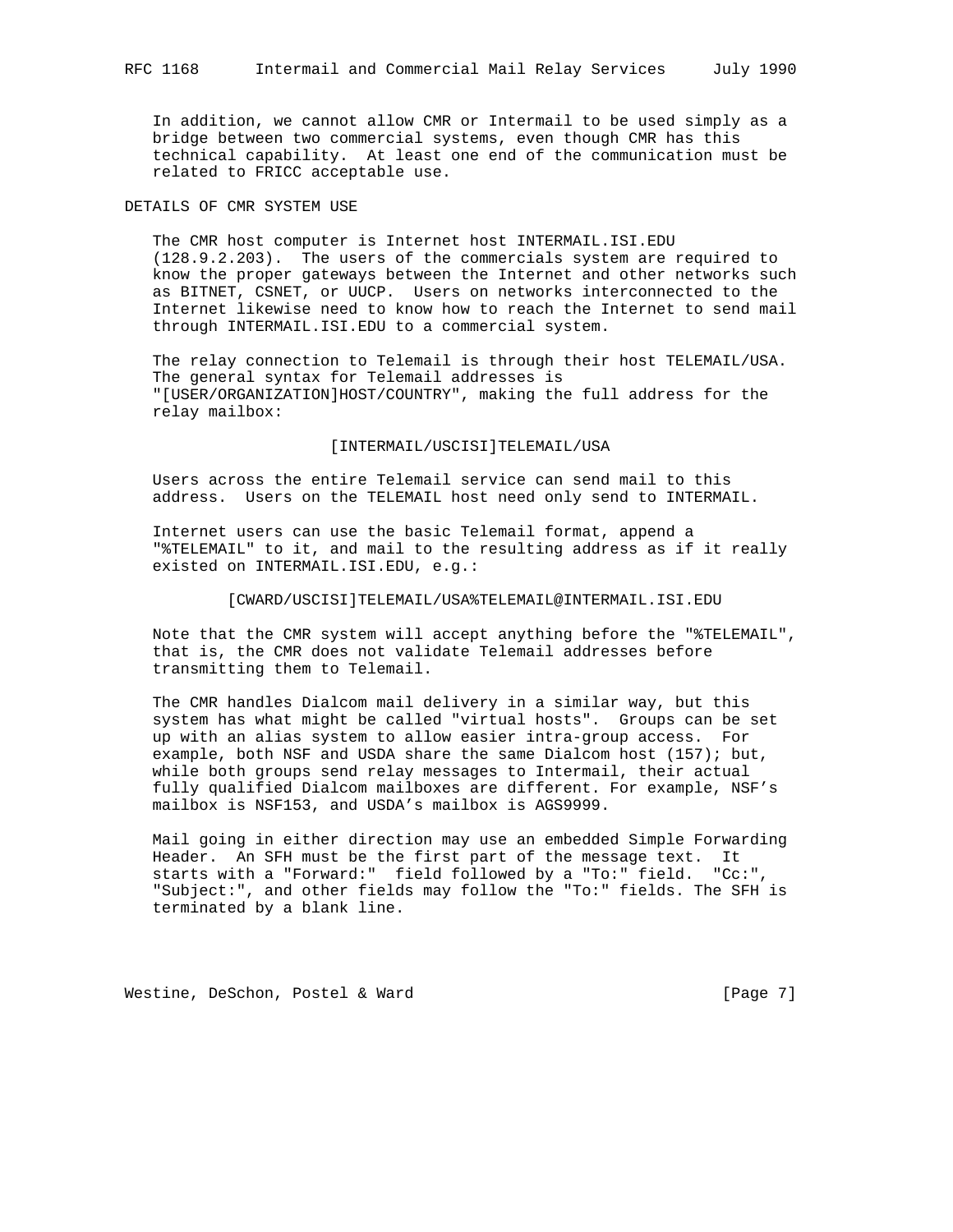In addition, we cannot allow CMR or Intermail to be used simply as a bridge between two commercial systems, even though CMR has this technical capability. At least one end of the communication must be related to FRICC acceptable use.

## DETAILS OF CMR SYSTEM USE

The CMR host computer is Internet host INTERMAIL.ISI.EDU (128.9.2.203). The users of the commercials system are required to know the proper gateways between the Internet and other networks such as BITNET, CSNET, or UUCP. Users on networks interconnected to the Internet likewise need to know how to reach the Internet to send mail through INTERMAIL.ISI.EDU to a commercial system.

The relay connection to Telemail is through their host TELEMAIL/USA. The general syntax for Telemail addresses is "[USER/ORGANIZATION]HOST/COUNTRY", making the full address for the relay mailbox:

```
[INTERMAIL/USCISI]TELEMAIL/USA
```

Users across the entire Telemail service can send mail to this address. Users on the TELEMAIL host need only send to INTERMAIL.

Internet users can use the basic Telemail format, append a "%TELEMAIL" to it, and mail to the resulting address as if it really existed on INTERMAIL.ISI.EDU, e.g.:

```
[CWARD/USCISI]TELEMAIL/USA%TELEMAIL@INTERMAIL.ISI.EDU
```

Note that the CMR system will accept anything before the "%TELEMAIL", that is, the CMR does not validate Telemail addresses before transmitting them to Telemail.

The CMR handles Dialcom mail delivery in a similar way, but this system has what might be called "virtual hosts". Groups can be set up with an alias system to allow easier intra-group access. For example, both NSF and USDA share the same Dialcom host (157); but, while both groups send relay messages to Intermail, their actual fully qualified Dialcom mailboxes are different. For example, NSF's mailbox is NSF153, and USDA's mailbox is AGS9999.

Mail going in either direction may use an embedded Simple Forwarding Header. An SFH must be the first part of the message text. It starts with a "Forward:" field followed by a "To:" field. "Cc:", "Subject:", and other fields may follow the "To:" fields. The SFH is terminated by a blank line.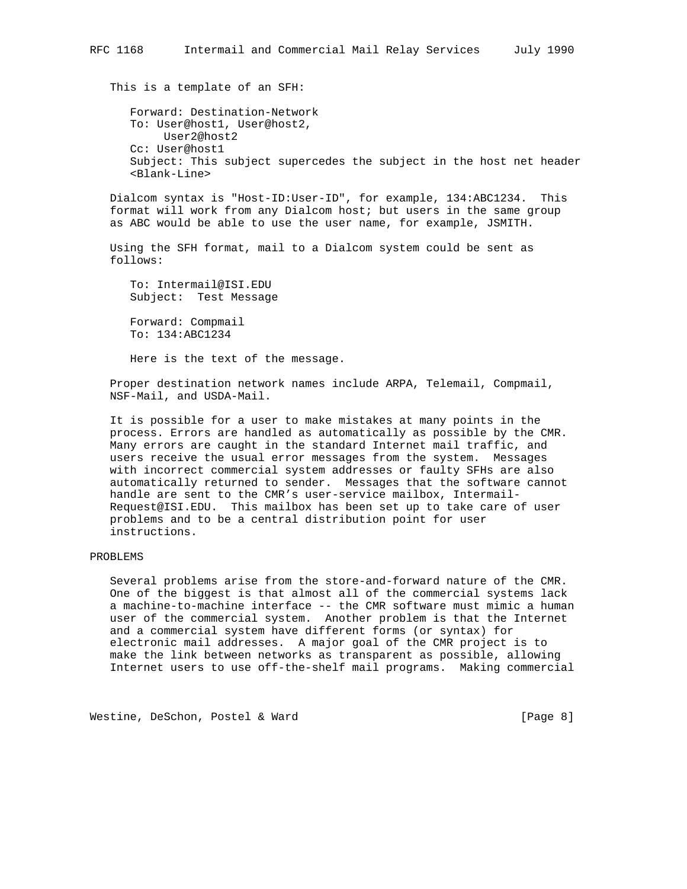This is a template of an SFH:

```
Forward: Destination-Network
To: User@host1, User@host2,
     User2@host2
Cc: User@host1
Subject: This subject supercedes the subject in the host net header
<Blank-Line>
```

Dialcom syntax is "Host-ID:User-ID", for example, 134:ABC1234. This format will work from any Dialcom host; but users in the same group as ABC would be able to use the user name, for example, JSMITH.

Using the SFH format, mail to a Dialcom system could be sent as follows:

```
To: Intermail@ISI.EDU
Subject:  Test Message

Forward: Compmail
To: 134:ABC1234

Here is the text of the message.
```

Proper destination network names include ARPA, Telemail, Compmail, NSF-Mail, and USDA-Mail.

It is possible for a user to make mistakes at many points in the process. Errors are handled as automatically as possible by the CMR. Many errors are caught in the standard Internet mail traffic, and users receive the usual error messages from the system. Messages with incorrect commercial system addresses or faulty SFHs are also automatically returned to sender. Messages that the software cannot handle are sent to the CMR's user-service mailbox, Intermail-Request@ISI.EDU. This mailbox has been set up to take care of user problems and to be a central distribution point for user instructions.

## PROBLEMS

Several problems arise from the store-and-forward nature of the CMR. One of the biggest is that almost all of the commercial systems lack a machine-to-machine interface -- the CMR software must mimic a human user of the commercial system. Another problem is that the Internet and a commercial system have different forms (or syntax) for electronic mail addresses. A major goal of the CMR project is to make the link between networks as transparent as possible, allowing Internet users to use off-the-shelf mail programs. Making commercial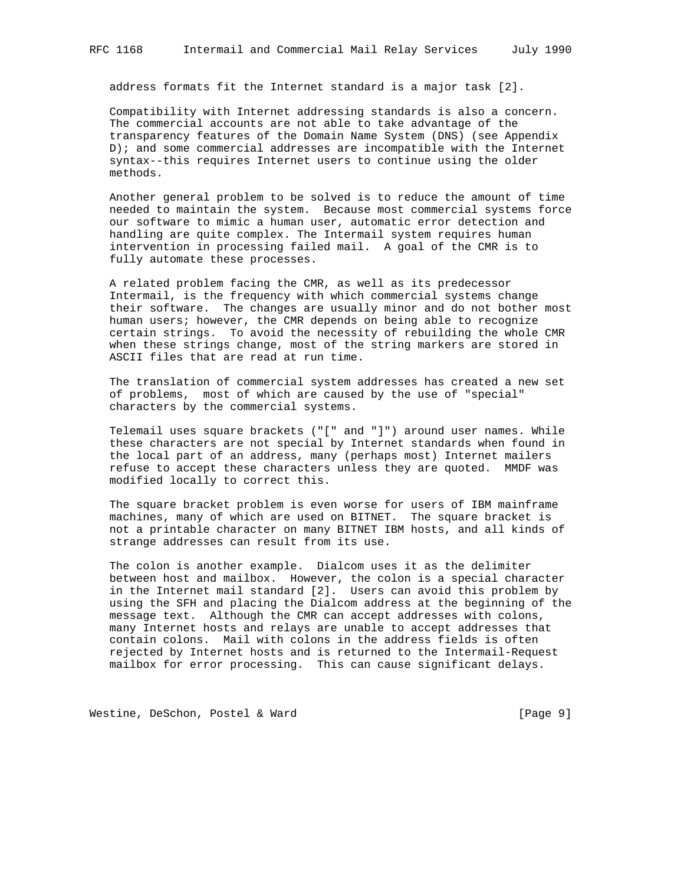address formats fit the Internet standard is a major task [2].

Compatibility with Internet addressing standards is also a concern. The commercial accounts are not able to take advantage of the transparency features of the Domain Name System (DNS) (see Appendix D); and some commercial addresses are incompatible with the Internet syntax--this requires Internet users to continue using the older methods.

Another general problem to be solved is to reduce the amount of time needed to maintain the system. Because most commercial systems force our software to mimic a human user, automatic error detection and handling are quite complex. The Intermail system requires human intervention in processing failed mail. A goal of the CMR is to fully automate these processes.

A related problem facing the CMR, as well as its predecessor Intermail, is the frequency with which commercial systems change their software. The changes are usually minor and do not bother most human users; however, the CMR depends on being able to recognize certain strings. To avoid the necessity of rebuilding the whole CMR when these strings change, most of the string markers are stored in ASCII files that are read at run time.

The translation of commercial system addresses has created a new set of problems, most of which are caused by the use of "special" characters by the commercial systems.

Telemail uses square brackets ("[" and "]") around user names. While these characters are not special by Internet standards when found in the local part of an address, many (perhaps most) Internet mailers refuse to accept these characters unless they are quoted. MMDF was modified locally to correct this.

The square bracket problem is even worse for users of IBM mainframe machines, many of which are used on BITNET. The square bracket is not a printable character on many BITNET IBM hosts, and all kinds of strange addresses can result from its use.

The colon is another example. Dialcom uses it as the delimiter between host and mailbox. However, the colon is a special character in the Internet mail standard [2]. Users can avoid this problem by using the SFH and placing the Dialcom address at the beginning of the message text. Although the CMR can accept addresses with colons, many Internet hosts and relays are unable to accept addresses that contain colons. Mail with colons in the address fields is often rejected by Internet hosts and is returned to the Intermail-Request mailbox for error processing. This can cause significant delays.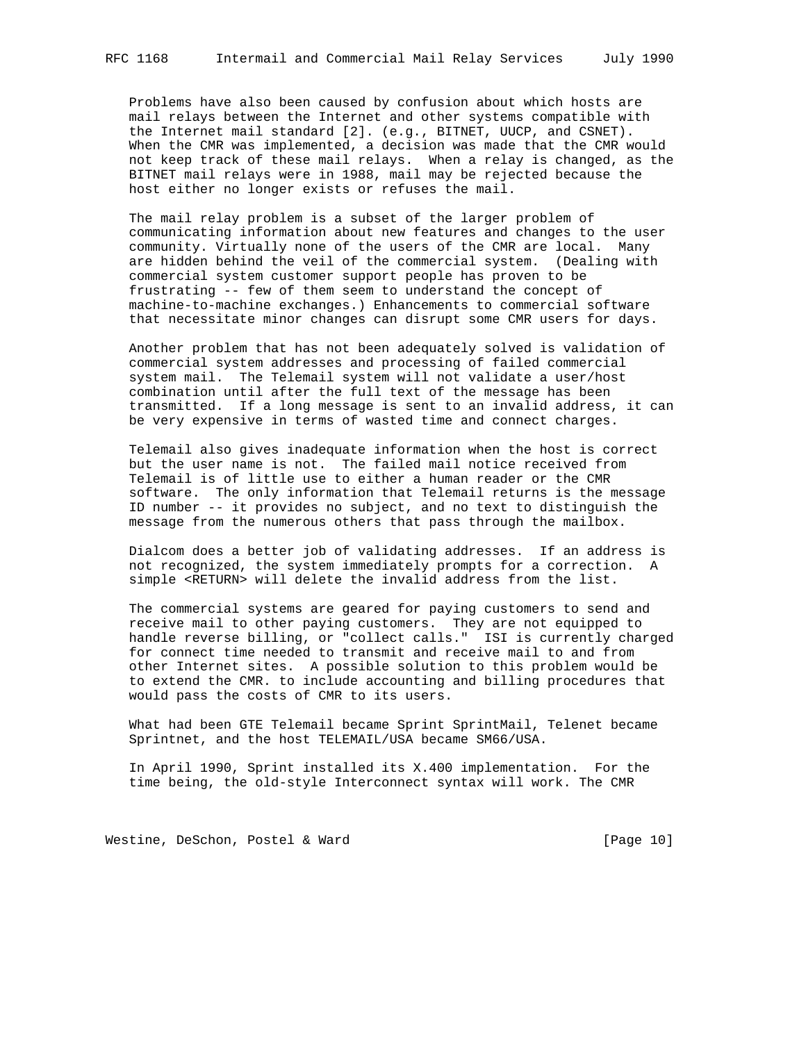Problems have also been caused by confusion about which hosts are mail relays between the Internet and other systems compatible with the Internet mail standard [2]. (e.g., BITNET, UUCP, and CSNET). When the CMR was implemented, a decision was made that the CMR would not keep track of these mail relays. When a relay is changed, as the BITNET mail relays were in 1988, mail may be rejected because the host either no longer exists or refuses the mail.

The mail relay problem is a subset of the larger problem of communicating information about new features and changes to the user community. Virtually none of the users of the CMR are local. Many are hidden behind the veil of the commercial system. (Dealing with commercial system customer support people has proven to be frustrating -- few of them seem to understand the concept of machine-to-machine exchanges.) Enhancements to commercial software that necessitate minor changes can disrupt some CMR users for days.

Another problem that has not been adequately solved is validation of commercial system addresses and processing of failed commercial system mail. The Telemail system will not validate a user/host combination until after the full text of the message has been transmitted. If a long message is sent to an invalid address, it can be very expensive in terms of wasted time and connect charges.

Telemail also gives inadequate information when the host is correct but the user name is not. The failed mail notice received from Telemail is of little use to either a human reader or the CMR software. The only information that Telemail returns is the message ID number -- it provides no subject, and no text to distinguish the message from the numerous others that pass through the mailbox.

Dialcom does a better job of validating addresses. If an address is not recognized, the system immediately prompts for a correction. A simple <RETURN> will delete the invalid address from the list.

The commercial systems are geared for paying customers to send and receive mail to other paying customers. They are not equipped to handle reverse billing, or "collect calls." ISI is currently charged for connect time needed to transmit and receive mail to and from other Internet sites. A possible solution to this problem would be to extend the CMR. to include accounting and billing procedures that would pass the costs of CMR to its users.

What had been GTE Telemail became Sprint SprintMail, Telenet became Sprintnet, and the host TELEMAIL/USA became SM66/USA.

In April 1990, Sprint installed its X.400 implementation. For the time being, the old-style Interconnect syntax will work. The CMR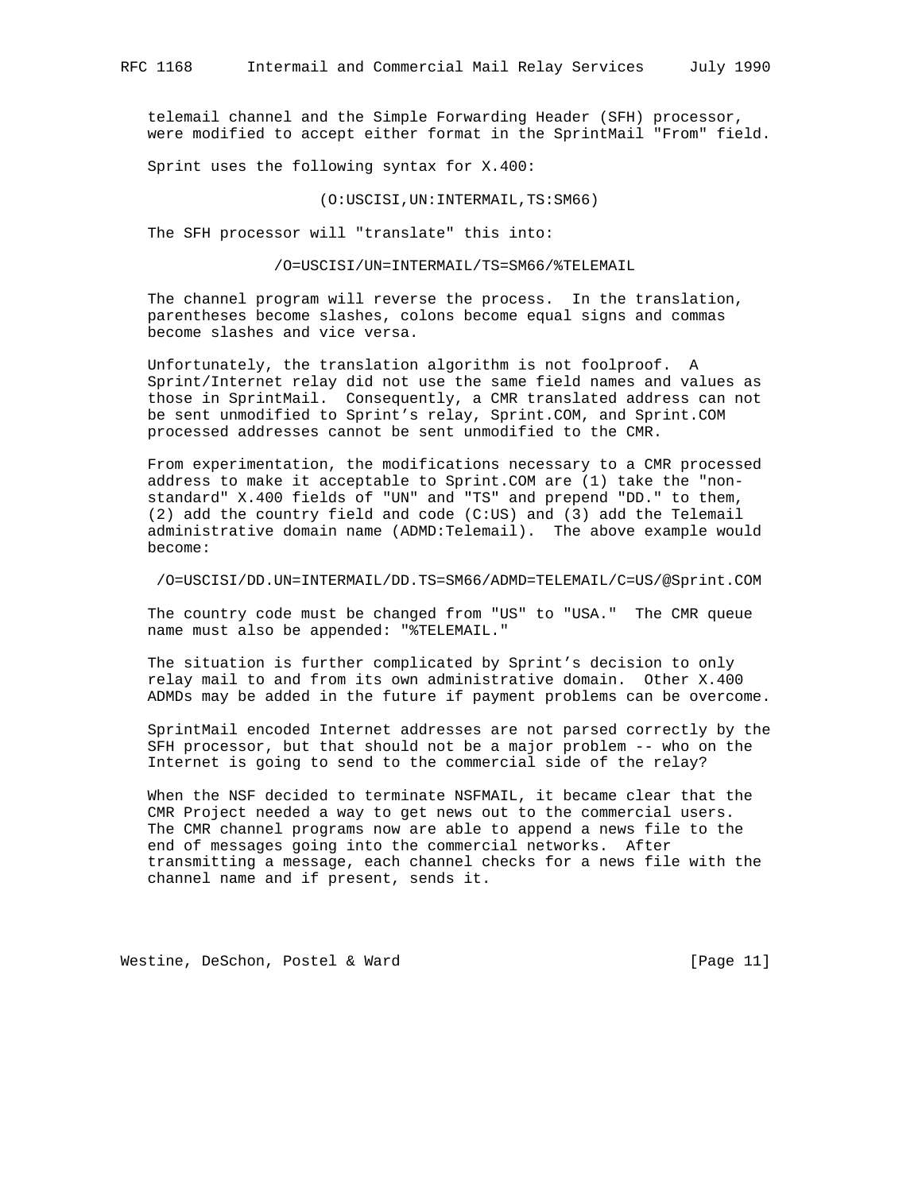telemail channel and the Simple Forwarding Header (SFH) processor, were modified to accept either format in the SprintMail "From" field.

Sprint uses the following syntax for X.400:

```
(O:USCISI,UN:INTERMAIL,TS:SM66)
```

The SFH processor will "translate" this into:

```
/O=USCISI/UN=INTERMAIL/TS=SM66/%TELEMAIL
```

The channel program will reverse the process. In the translation, parentheses become slashes, colons become equal signs and commas become slashes and vice versa.

Unfortunately, the translation algorithm is not foolproof. A Sprint/Internet relay did not use the same field names and values as those in SprintMail. Consequently, a CMR translated address can not be sent unmodified to Sprint's relay, Sprint.COM, and Sprint.COM processed addresses cannot be sent unmodified to the CMR.

From experimentation, the modifications necessary to a CMR processed address to make it acceptable to Sprint.COM are (1) take the "non-standard" X.400 fields of "UN" and "TS" and prepend "DD." to them, (2) add the country field and code (C:US) and (3) add the Telemail administrative domain name (ADMD:Telemail). The above example would become:

```
/O=USCISI/DD.UN=INTERMAIL/DD.TS=SM66/ADMD=TELEMAIL/C=US/@Sprint.COM
```

The country code must be changed from "US" to "USA." The CMR queue name must also be appended: "%TELEMAIL."

The situation is further complicated by Sprint's decision to only relay mail to and from its own administrative domain. Other X.400 ADMDs may be added in the future if payment problems can be overcome.

SprintMail encoded Internet addresses are not parsed correctly by the SFH processor, but that should not be a major problem -- who on the Internet is going to send to the commercial side of the relay?

When the NSF decided to terminate NSFMAIL, it became clear that the CMR Project needed a way to get news out to the commercial users. The CMR channel programs now are able to append a news file to the end of messages going into the commercial networks. After transmitting a message, each channel checks for a news file with the channel name and if present, sends it.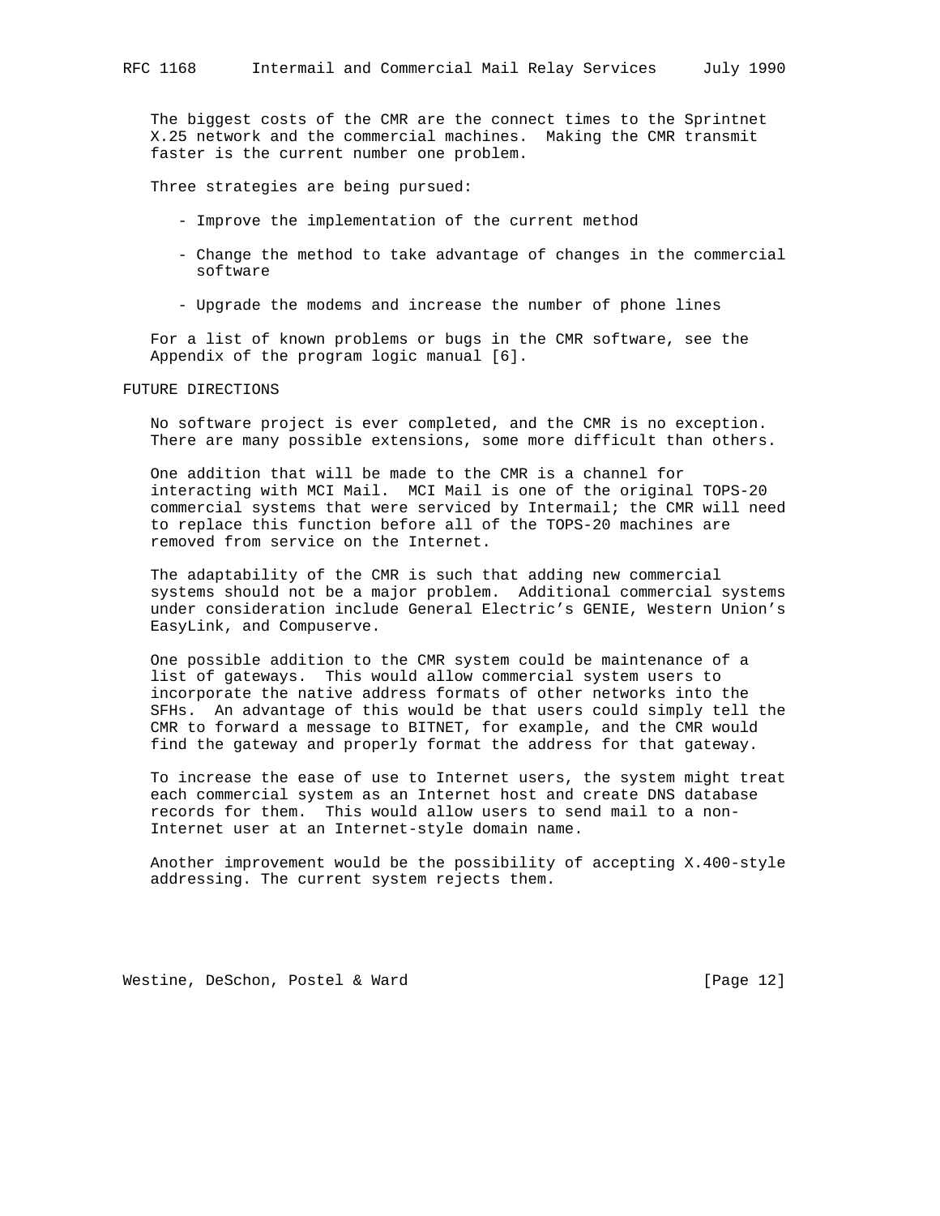The biggest costs of the CMR are the connect times to the Sprintnet X.25 network and the commercial machines. Making the CMR transmit faster is the current number one problem.

Three strategies are being pursued:

- Improve the implementation of the current method
- Change the method to take advantage of changes in the commercial software
- Upgrade the modems and increase the number of phone lines

For a list of known problems or bugs in the CMR software, see the Appendix of the program logic manual [6].

## FUTURE DIRECTIONS

No software project is ever completed, and the CMR is no exception. There are many possible extensions, some more difficult than others.

One addition that will be made to the CMR is a channel for interacting with MCI Mail. MCI Mail is one of the original TOPS-20 commercial systems that were serviced by Intermail; the CMR will need to replace this function before all of the TOPS-20 machines are removed from service on the Internet.

The adaptability of the CMR is such that adding new commercial systems should not be a major problem. Additional commercial systems under consideration include General Electric's GENIE, Western Union's EasyLink, and Compuserve.

One possible addition to the CMR system could be maintenance of a list of gateways. This would allow commercial system users to incorporate the native address formats of other networks into the SFHs. An advantage of this would be that users could simply tell the CMR to forward a message to BITNET, for example, and the CMR would find the gateway and properly format the address for that gateway.

To increase the ease of use to Internet users, the system might treat each commercial system as an Internet host and create DNS database records for them. This would allow users to send mail to a non-Internet user at an Internet-style domain name.

Another improvement would be the possibility of accepting X.400-style addressing. The current system rejects them.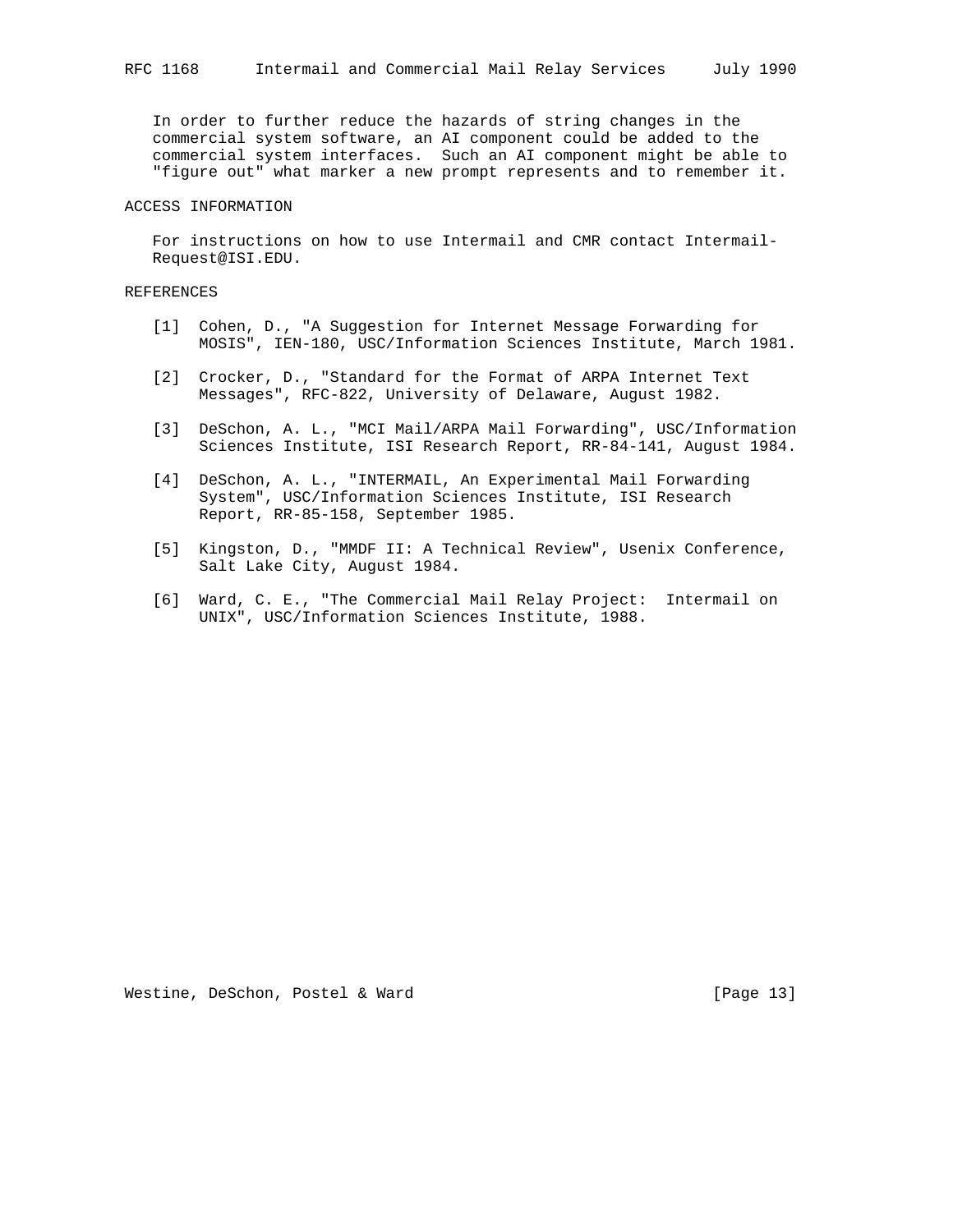In order to further reduce the hazards of string changes in the commercial system software, an AI component could be added to the commercial system interfaces. Such an AI component might be able to "figure out" what marker a new prompt represents and to remember it.

## ACCESS INFORMATION

For instructions on how to use Intermail and CMR contact Intermail-Request@ISI.EDU.

## REFERENCES

[1] Cohen, D., "A Suggestion for Internet Message Forwarding for MOSIS", IEN-180, USC/Information Sciences Institute, March 1981.

[2] Crocker, D., "Standard for the Format of ARPA Internet Text Messages", RFC-822, University of Delaware, August 1982.

[3] DeSchon, A. L., "MCI Mail/ARPA Mail Forwarding", USC/Information Sciences Institute, ISI Research Report, RR-84-141, August 1984.

[4] DeSchon, A. L., "INTERMAIL, An Experimental Mail Forwarding System", USC/Information Sciences Institute, ISI Research Report, RR-85-158, September 1985.

[5] Kingston, D., "MMDF II: A Technical Review", Usenix Conference, Salt Lake City, August 1984.

[6] Ward, C. E., "The Commercial Mail Relay Project: Intermail on UNIX", USC/Information Sciences Institute, 1988.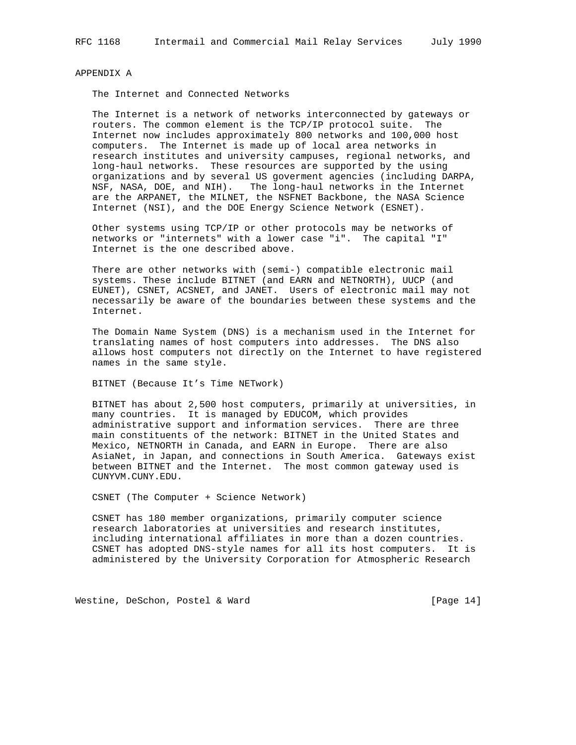## APPENDIX A

### The Internet and Connected Networks

The Internet is a network of networks interconnected by gateways or routers. The common element is the TCP/IP protocol suite. The Internet now includes approximately 800 networks and 100,000 host computers. The Internet is made up of local area networks in research institutes and university campuses, regional networks, and long-haul networks. These resources are supported by the using organizations and by several US goverment agencies (including DARPA, NSF, NASA, DOE, and NIH). The long-haul networks in the Internet are the ARPANET, the MILNET, the NSFNET Backbone, the NASA Science Internet (NSI), and the DOE Energy Science Network (ESNET).

Other systems using TCP/IP or other protocols may be networks of networks or "internets" with a lower case "i". The capital "I" Internet is the one described above.

There are other networks with (semi-) compatible electronic mail systems. These include BITNET (and EARN and NETNORTH), UUCP (and EUNET), CSNET, ACSNET, and JANET. Users of electronic mail may not necessarily be aware of the boundaries between these systems and the Internet.

The Domain Name System (DNS) is a mechanism used in the Internet for translating names of host computers into addresses. The DNS also allows host computers not directly on the Internet to have registered names in the same style.

### BITNET (Because It’s Time NETwork)

BITNET has about 2,500 host computers, primarily at universities, in many countries. It is managed by EDUCOM, which provides administrative support and information services. There are three main constituents of the network: BITNET in the United States and Mexico, NETNORTH in Canada, and EARN in Europe. There are also AsiaNet, in Japan, and connections in South America. Gateways exist between BITNET and the Internet. The most common gateway used is CUNYVM.CUNY.EDU.

### CSNET (The Computer + Science Network)

CSNET has 180 member organizations, primarily computer science research laboratories at universities and research institutes, including international affiliates in more than a dozen countries. CSNET has adopted DNS-style names for all its host computers. It is administered by the University Corporation for Atmospheric Research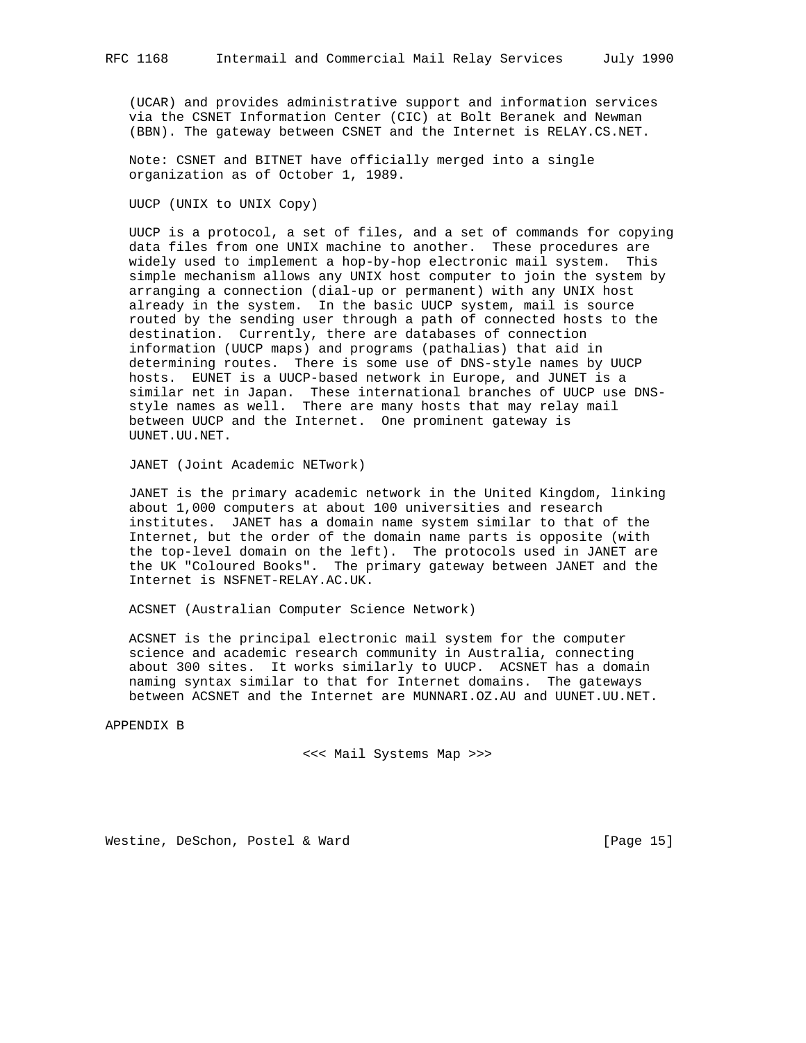(UCAR) and provides administrative support and information services via the CSNET Information Center (CIC) at Bolt Beranek and Newman (BBN). The gateway between CSNET and the Internet is RELAY.CS.NET.

Note: CSNET and BITNET have officially merged into a single organization as of October 1, 1989.

UUCP (UNIX to UNIX Copy)

UUCP is a protocol, a set of files, and a set of commands for copying data files from one UNIX machine to another. These procedures are widely used to implement a hop-by-hop electronic mail system. This simple mechanism allows any UNIX host computer to join the system by arranging a connection (dial-up or permanent) with any UNIX host already in the system. In the basic UUCP system, mail is source routed by the sending user through a path of connected hosts to the destination. Currently, there are databases of connection information (UUCP maps) and programs (pathalias) that aid in determining routes. There is some use of DNS-style names by UUCP hosts. EUNET is a UUCP-based network in Europe, and JUNET is a similar net in Japan. These international branches of UUCP use DNS-style names as well. There are many hosts that may relay mail between UUCP and the Internet. One prominent gateway is UUNET.UU.NET.

JANET (Joint Academic NETwork)

JANET is the primary academic network in the United Kingdom, linking about 1,000 computers at about 100 universities and research institutes. JANET has a domain name system similar to that of the Internet, but the order of the domain name parts is opposite (with the top-level domain on the left). The protocols used in JANET are the UK "Coloured Books". The primary gateway between JANET and the Internet is NSFNET-RELAY.AC.UK.

ACSNET (Australian Computer Science Network)

ACSNET is the principal electronic mail system for the computer science and academic research community in Australia, connecting about 300 sites. It works similarly to UUCP. ACSNET has a domain naming syntax similar to that for Internet domains. The gateways between ACSNET and the Internet are MUNNARI.OZ.AU and UUNET.UU.NET.

## APPENDIX B

<<< Mail Systems Map >>>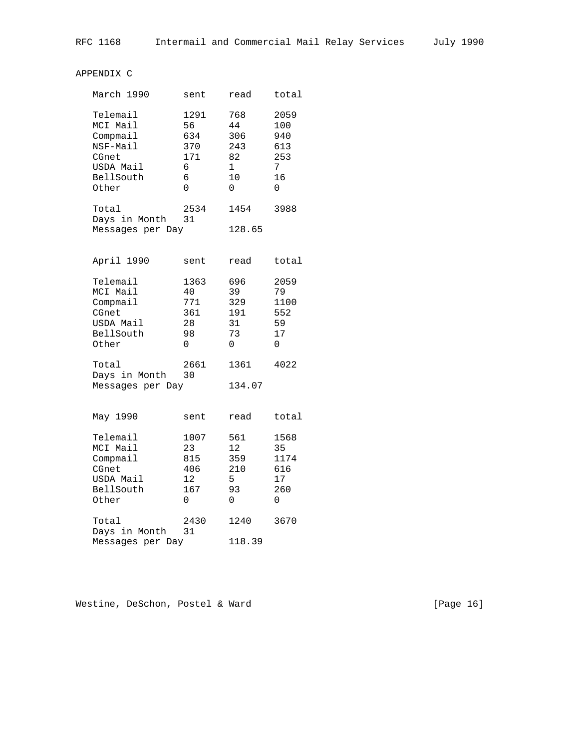APPENDIX C

| March 1990 | sent | read | total |
|---|---|---|---|
| Telemail | 1291 | 768 | 2059 |
| MCI Mail | 56 | 44 | 100 |
| Compmail | 634 | 306 | 940 |
| NSF-Mail | 370 | 243 | 613 |
| CGnet | 171 | 82 | 253 |
| USDA Mail | 6 | 1 | 7 |
| BellSouth | 6 | 10 | 16 |
| Other | 0 | 0 | 0 |
| Total | 2534 | 1454 | 3988 |
| Days in Month | 31 | | |
| Messages per Day | | 128.65 | |

| April 1990 | sent | read | total |
|---|---|---|---|
| Telemail | 1363 | 696 | 2059 |
| MCI Mail | 40 | 39 | 79 |
| Compmail | 771 | 329 | 1100 |
| CGnet | 361 | 191 | 552 |
| USDA Mail | 28 | 31 | 59 |
| BellSouth | 98 | 73 | 17 |
| Other | 0 | 0 | 0 |
| Total | 2661 | 1361 | 4022 |
| Days in Month | 30 | | |
| Messages per Day | | 134.07 | |

| May 1990 | sent | read | total |
|---|---|---|---|
| Telemail | 1007 | 561 | 1568 |
| MCI Mail | 23 | 12 | 35 |
| Compmail | 815 | 359 | 1174 |
| CGnet | 406 | 210 | 616 |
| USDA Mail | 12 | 5 | 17 |
| BellSouth | 167 | 93 | 260 |
| Other | 0 | 0 | 0 |
| Total | 2430 | 1240 | 3670 |
| Days in Month | 31 | | |
| Messages per Day | | 118.39 | |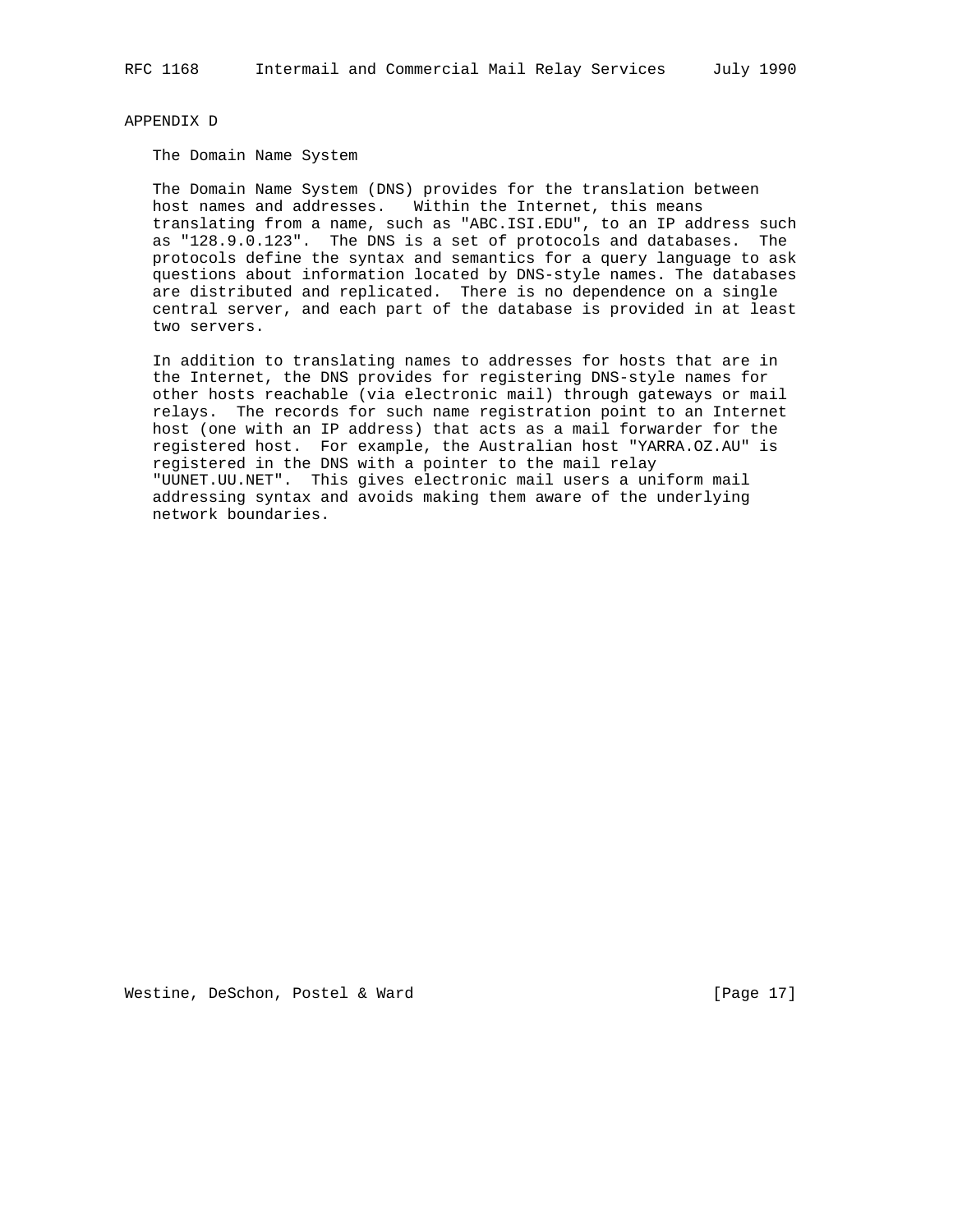# APPENDIX D

## The Domain Name System

The Domain Name System (DNS) provides for the translation between host names and addresses. Within the Internet, this means translating from a name, such as "ABC.ISI.EDU", to an IP address such as "128.9.0.123". The DNS is a set of protocols and databases. The protocols define the syntax and semantics for a query language to ask questions about information located by DNS-style names. The databases are distributed and replicated. There is no dependence on a single central server, and each part of the database is provided in at least two servers.

In addition to translating names to addresses for hosts that are in the Internet, the DNS provides for registering DNS-style names for other hosts reachable (via electronic mail) through gateways or mail relays. The records for such name registration point to an Internet host (one with an IP address) that acts as a mail forwarder for the registered host. For example, the Australian host "YARRA.OZ.AU" is registered in the DNS with a pointer to the mail relay "UUNET.UU.NET". This gives electronic mail users a uniform mail addressing syntax and avoids making them aware of the underlying network boundaries.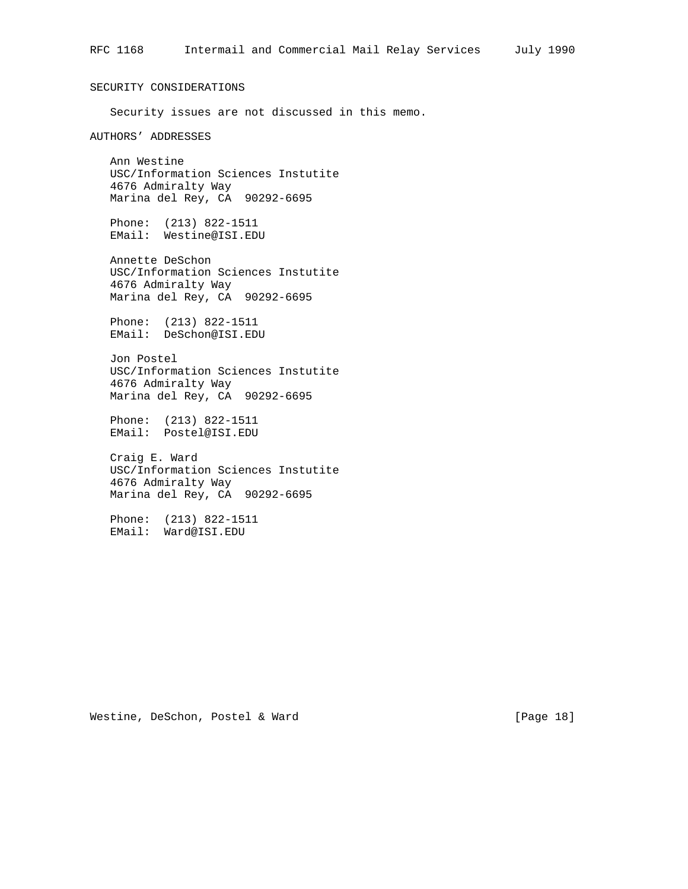## SECURITY CONSIDERATIONS

Security issues are not discussed in this memo.

## AUTHORS' ADDRESSES

Ann Westine
USC/Information Sciences Instutite
4676 Admiralty Way
Marina del Rey, CA  90292-6695

Phone:  (213) 822-1511
EMail:  Westine@ISI.EDU

Annette DeSchon
USC/Information Sciences Instutite
4676 Admiralty Way
Marina del Rey, CA  90292-6695

Phone:  (213) 822-1511
EMail:  DeSchon@ISI.EDU

Jon Postel
USC/Information Sciences Instutite
4676 Admiralty Way
Marina del Rey, CA  90292-6695

Phone:  (213) 822-1511
EMail:  Postel@ISI.EDU

Craig E. Ward
USC/Information Sciences Instutite
4676 Admiralty Way
Marina del Rey, CA  90292-6695

Phone:  (213) 822-1511
EMail:  Ward@ISI.EDU